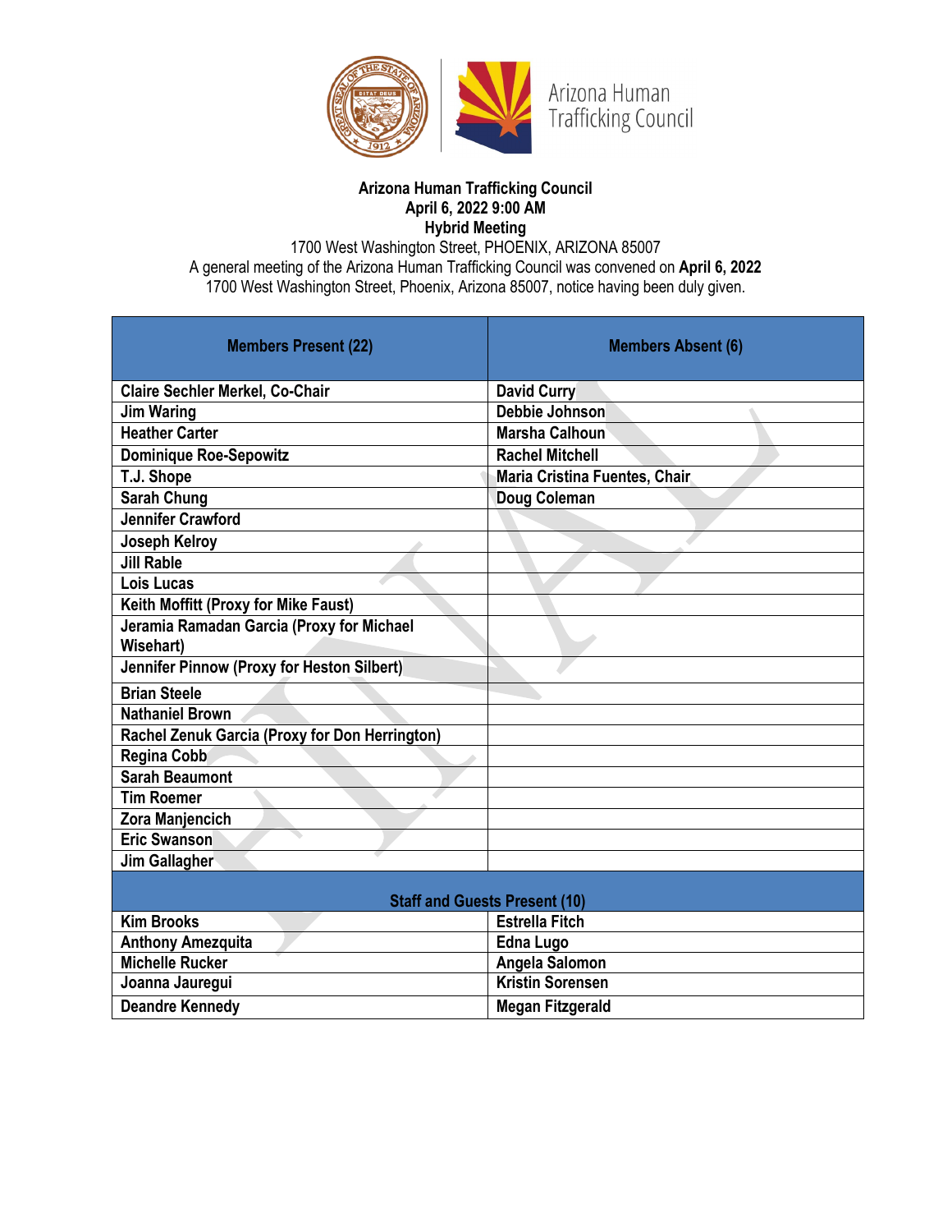Arizona Human Trafficking Council

**Arizona Human Trafficking Council**
**April 6, 2022 9:00 AM**
**Hybrid Meeting**
1700 West Washington Street, PHOENIX, ARIZONA 85007
A general meeting of the Arizona Human Trafficking Council was convened on **April 6, 2022** 1700 West Washington Street, Phoenix, Arizona 85007, notice having been duly given.

| Members Present (22) | Members Absent (6) |
|---|---|
| Claire Sechler Merkel, Co-Chair | David Curry |
| Jim Waring | Debbie Johnson |
| Heather Carter | Marsha Calhoun |
| Dominique Roe-Sepowitz | Rachel Mitchell |
| T.J. Shope | Maria Cristina Fuentes, Chair |
| Sarah Chung | Doug Coleman |
| Jennifer Crawford | |
| Joseph Kelroy | |
| Jill Rable | |
| Lois Lucas | |
| Keith Moffitt (Proxy for Mike Faust) | |
| Jeramia Ramadan Garcia (Proxy for Michael Wisehart) | |
| Jennifer Pinnow (Proxy for Heston Silbert) | |
| Brian Steele | |
| Nathaniel Brown | |
| Rachel Zenuk Garcia (Proxy for Don Herrington) | |
| Regina Cobb | |
| Sarah Beaumont | |
| Tim Roemer | |
| Zora Manjencich | |
| Eric Swanson | |
| Jim Gallagher | |
| **Staff and Guests Present (10)** | |
| Kim Brooks | Estrella Fitch |
| Anthony Amezquita | Edna Lugo |
| Michelle Rucker | Angela Salomon |
| Joanna Jauregui | Kristin Sorensen |
| Deandre Kennedy | Megan Fitzgerald |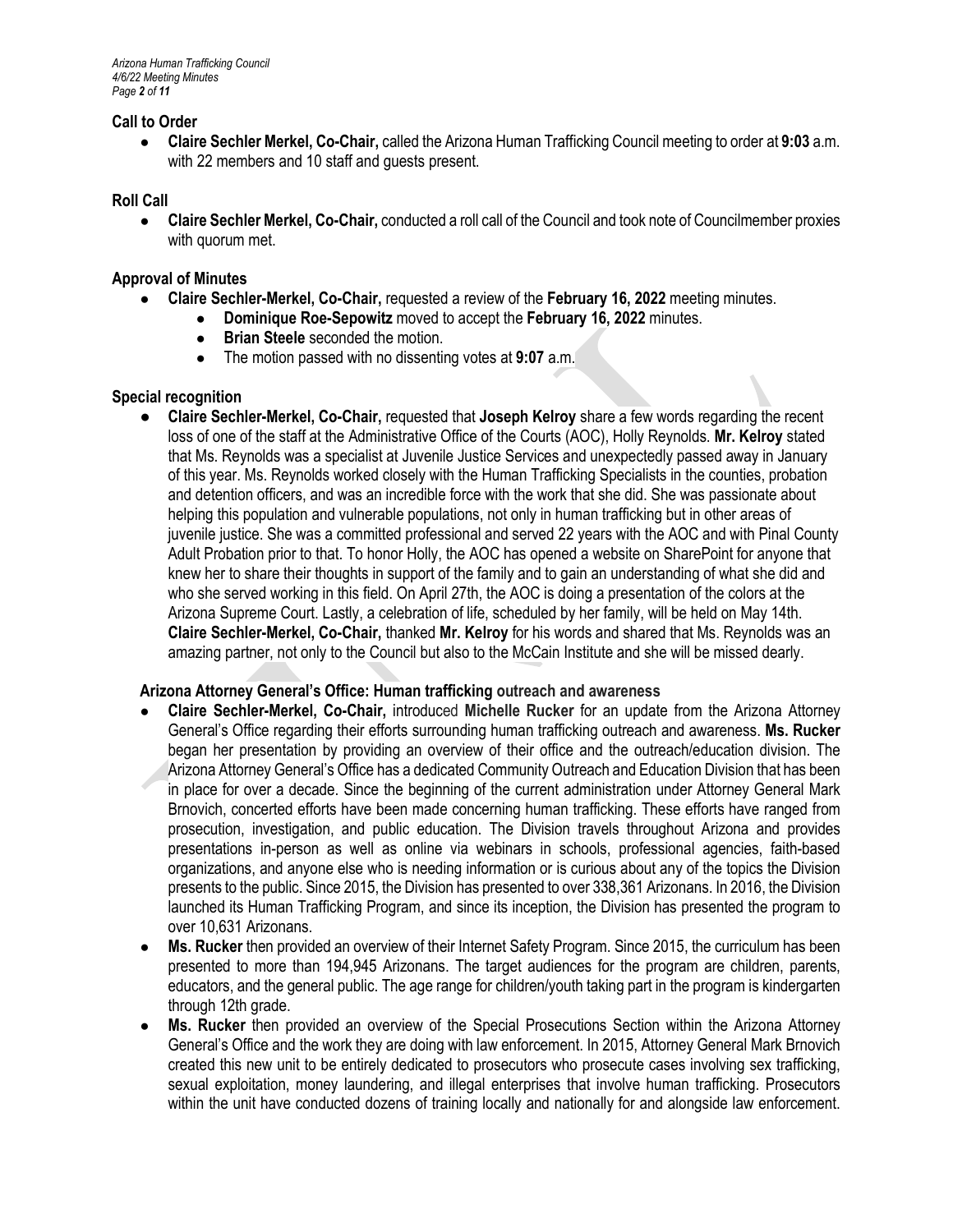### Call to Order

- **Claire Sechler Merkel, Co-Chair,** called the Arizona Human Trafficking Council meeting to order at **9:03** a.m. with 22 members and 10 staff and guests present.

### Roll Call

- **Claire Sechler Merkel, Co-Chair,** conducted a roll call of the Council and took note of Councilmember proxies with quorum met.

### Approval of Minutes

- **Claire Sechler-Merkel, Co-Chair,** requested a review of the **February 16, 2022** meeting minutes.
  - **Dominique Roe-Sepowitz** moved to accept the **February 16, 2022** minutes.
  - **Brian Steele** seconded the motion.
  - The motion passed with no dissenting votes at **9:07** a.m.

### Special recognition

- **Claire Sechler-Merkel, Co-Chair,** requested that **Joseph Kelroy** share a few words regarding the recent loss of one of the staff at the Administrative Office of the Courts (AOC), Holly Reynolds. **Mr. Kelroy** stated that Ms. Reynolds was a specialist at Juvenile Justice Services and unexpectedly passed away in January of this year. Ms. Reynolds worked closely with the Human Trafficking Specialists in the counties, probation and detention officers, and was an incredible force with the work that she did. She was passionate about helping this population and vulnerable populations, not only in human trafficking but in other areas of juvenile justice. She was a committed professional and served 22 years with the AOC and with Pinal County Adult Probation prior to that. To honor Holly, the AOC has opened a website on SharePoint for anyone that knew her to share their thoughts in support of the family and to gain an understanding of what she did and who she served working in this field. On April 27th, the AOC is doing a presentation of the colors at the Arizona Supreme Court. Lastly, a celebration of life, scheduled by her family, will be held on May 14th. **Claire Sechler-Merkel, Co-Chair,** thanked **Mr. Kelroy** for his words and shared that Ms. Reynolds was an amazing partner, not only to the Council but also to the McCain Institute and she will be missed dearly.

### Arizona Attorney General's Office: Human trafficking outreach and awareness

- **Claire Sechler-Merkel, Co-Chair,** introduced **Michelle Rucker** for an update from the Arizona Attorney General's Office regarding their efforts surrounding human trafficking outreach and awareness. **Ms. Rucker** began her presentation by providing an overview of their office and the outreach/education division. The Arizona Attorney General's Office has a dedicated Community Outreach and Education Division that has been in place for over a decade. Since the beginning of the current administration under Attorney General Mark Brnovich, concerted efforts have been made concerning human trafficking. These efforts have ranged from prosecution, investigation, and public education. The Division travels throughout Arizona and provides presentations in-person as well as online via webinars in schools, professional agencies, faith-based organizations, and anyone else who is needing information or is curious about any of the topics the Division presents to the public. Since 2015, the Division has presented to over 338,361 Arizonans. In 2016, the Division launched its Human Trafficking Program, and since its inception, the Division has presented the program to over 10,631 Arizonans.
- **Ms. Rucker** then provided an overview of their Internet Safety Program. Since 2015, the curriculum has been presented to more than 194,945 Arizonans. The target audiences for the program are children, parents, educators, and the general public. The age range for children/youth taking part in the program is kindergarten through 12th grade.
- **Ms. Rucker** then provided an overview of the Special Prosecutions Section within the Arizona Attorney General's Office and the work they are doing with law enforcement. In 2015, Attorney General Mark Brnovich created this new unit to be entirely dedicated to prosecutors who prosecute cases involving sex trafficking, sexual exploitation, money laundering, and illegal enterprises that involve human trafficking. Prosecutors within the unit have conducted dozens of training locally and nationally for and alongside law enforcement.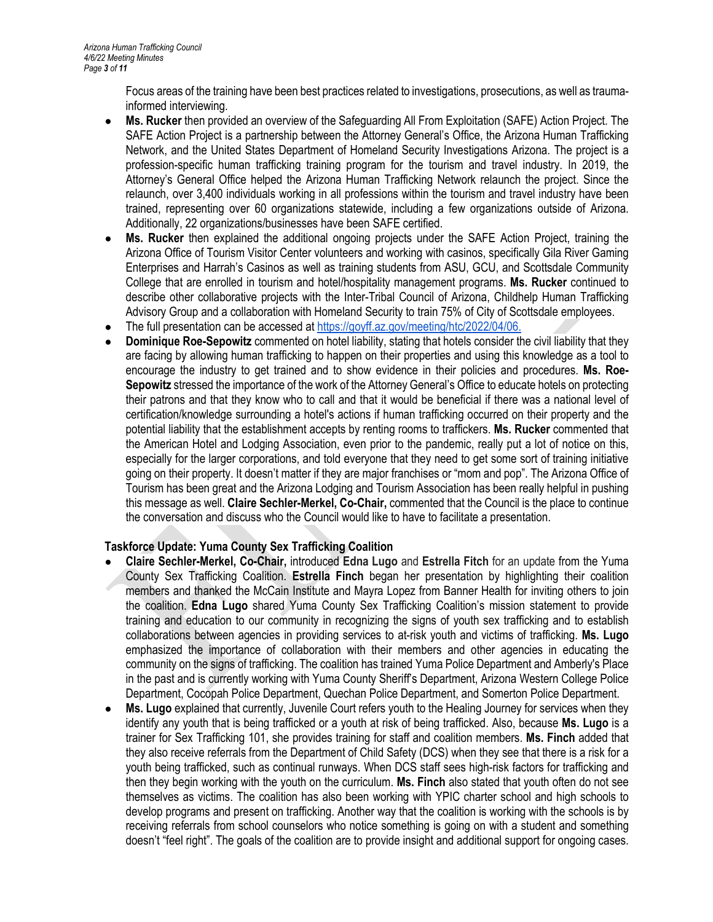Focus areas of the training have been best practices related to investigations, prosecutions, as well as trauma-informed interviewing.

- **Ms. Rucker** then provided an overview of the Safeguarding All From Exploitation (SAFE) Action Project. The SAFE Action Project is a partnership between the Attorney General's Office, the Arizona Human Trafficking Network, and the United States Department of Homeland Security Investigations Arizona. The project is a profession-specific human trafficking training program for the tourism and travel industry. In 2019, the Attorney's General Office helped the Arizona Human Trafficking Network relaunch the project. Since the relaunch, over 3,400 individuals working in all professions within the tourism and travel industry have been trained, representing over 60 organizations statewide, including a few organizations outside of Arizona. Additionally, 22 organizations/businesses have been SAFE certified.
- **Ms. Rucker** then explained the additional ongoing projects under the SAFE Action Project, training the Arizona Office of Tourism Visitor Center volunteers and working with casinos, specifically Gila River Gaming Enterprises and Harrah's Casinos as well as training students from ASU, GCU, and Scottsdale Community College that are enrolled in tourism and hotel/hospitality management programs. **Ms. Rucker** continued to describe other collaborative projects with the Inter-Tribal Council of Arizona, Childhelp Human Trafficking Advisory Group and a collaboration with Homeland Security to train 75% of City of Scottsdale employees.
- The full presentation can be accessed at https://goyff.az.gov/meeting/htc/2022/04/06.
- **Dominique Roe-Sepowitz** commented on hotel liability, stating that hotels consider the civil liability that they are facing by allowing human trafficking to happen on their properties and using this knowledge as a tool to encourage the industry to get trained and to show evidence in their policies and procedures. **Ms. Roe-Sepowitz** stressed the importance of the work of the Attorney General's Office to educate hotels on protecting their patrons and that they know who to call and that it would be beneficial if there was a national level of certification/knowledge surrounding a hotel's actions if human trafficking occurred on their property and the potential liability that the establishment accepts by renting rooms to traffickers. **Ms. Rucker** commented that the American Hotel and Lodging Association, even prior to the pandemic, really put a lot of notice on this, especially for the larger corporations, and told everyone that they need to get some sort of training initiative going on their property. It doesn't matter if they are major franchises or "mom and pop". The Arizona Office of Tourism has been great and the Arizona Lodging and Tourism Association has been really helpful in pushing this message as well. **Claire Sechler-Merkel, Co-Chair,** commented that the Council is the place to continue the conversation and discuss who the Council would like to have to facilitate a presentation.

### Taskforce Update: Yuma County Sex Trafficking Coalition

- **Claire Sechler-Merkel, Co-Chair,** introduced **Edna Lugo** and **Estrella Fitch** for an update from the Yuma County Sex Trafficking Coalition. **Estrella Finch** began her presentation by highlighting their coalition members and thanked the McCain Institute and Mayra Lopez from Banner Health for inviting others to join the coalition. **Edna Lugo** shared Yuma County Sex Trafficking Coalition's mission statement to provide training and education to our community in recognizing the signs of youth sex trafficking and to establish collaborations between agencies in providing services to at-risk youth and victims of trafficking. **Ms. Lugo** emphasized the importance of collaboration with their members and other agencies in educating the community on the signs of trafficking. The coalition has trained Yuma Police Department and Amberly's Place in the past and is currently working with Yuma County Sheriff's Department, Arizona Western College Police Department, Cocopah Police Department, Quechan Police Department, and Somerton Police Department.
- **Ms. Lugo** explained that currently, Juvenile Court refers youth to the Healing Journey for services when they identify any youth that is being trafficked or a youth at risk of being trafficked. Also, because **Ms. Lugo** is a trainer for Sex Trafficking 101, she provides training for staff and coalition members. **Ms. Finch** added that they also receive referrals from the Department of Child Safety (DCS) when they see that there is a risk for a youth being trafficked, such as continual runways. When DCS staff sees high-risk factors for trafficking and then they begin working with the youth on the curriculum. **Ms. Finch** also stated that youth often do not see themselves as victims. The coalition has also been working with YPIC charter school and high schools to develop programs and present on trafficking. Another way that the coalition is working with the schools is by receiving referrals from school counselors who notice something is going on with a student and something doesn't "feel right". The goals of the coalition are to provide insight and additional support for ongoing cases.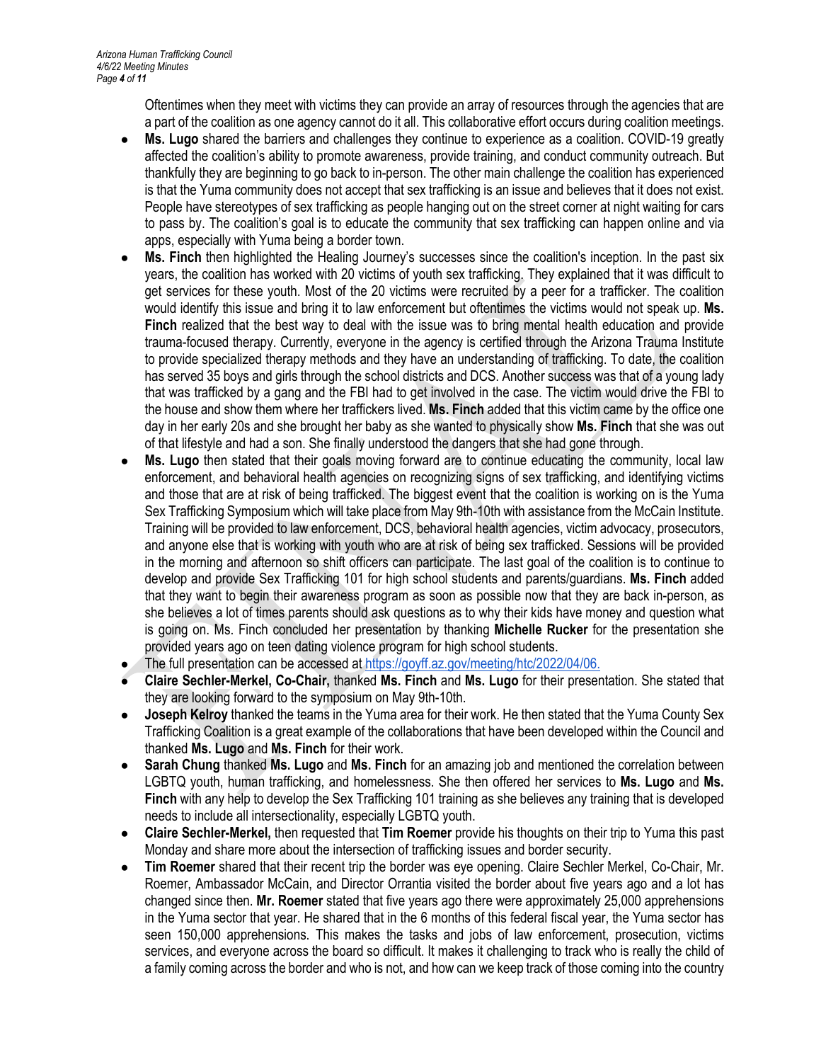Oftentimes when they meet with victims they can provide an array of resources through the agencies that are a part of the coalition as one agency cannot do it all. This collaborative effort occurs during coalition meetings.

- **Ms. Lugo** shared the barriers and challenges they continue to experience as a coalition. COVID-19 greatly affected the coalition's ability to promote awareness, provide training, and conduct community outreach. But thankfully they are beginning to go back to in-person. The other main challenge the coalition has experienced is that the Yuma community does not accept that sex trafficking is an issue and believes that it does not exist. People have stereotypes of sex trafficking as people hanging out on the street corner at night waiting for cars to pass by. The coalition's goal is to educate the community that sex trafficking can happen online and via apps, especially with Yuma being a border town.
- **Ms. Finch** then highlighted the Healing Journey's successes since the coalition's inception. In the past six years, the coalition has worked with 20 victims of youth sex trafficking. They explained that it was difficult to get services for these youth. Most of the 20 victims were recruited by a peer for a trafficker. The coalition would identify this issue and bring it to law enforcement but oftentimes the victims would not speak up. **Ms. Finch** realized that the best way to deal with the issue was to bring mental health education and provide trauma-focused therapy. Currently, everyone in the agency is certified through the Arizona Trauma Institute to provide specialized therapy methods and they have an understanding of trafficking. To date, the coalition has served 35 boys and girls through the school districts and DCS. Another success was that of a young lady that was trafficked by a gang and the FBI had to get involved in the case. The victim would drive the FBI to the house and show them where her traffickers lived. **Ms. Finch** added that this victim came by the office one day in her early 20s and she brought her baby as she wanted to physically show **Ms. Finch** that she was out of that lifestyle and had a son. She finally understood the dangers that she had gone through.
- **Ms. Lugo** then stated that their goals moving forward are to continue educating the community, local law enforcement, and behavioral health agencies on recognizing signs of sex trafficking, and identifying victims and those that are at risk of being trafficked. The biggest event that the coalition is working on is the Yuma Sex Trafficking Symposium which will take place from May 9th-10th with assistance from the McCain Institute. Training will be provided to law enforcement, DCS, behavioral health agencies, victim advocacy, prosecutors, and anyone else that is working with youth who are at risk of being sex trafficked. Sessions will be provided in the morning and afternoon so shift officers can participate. The last goal of the coalition is to continue to develop and provide Sex Trafficking 101 for high school students and parents/guardians. **Ms. Finch** added that they want to begin their awareness program as soon as possible now that they are back in-person, as she believes a lot of times parents should ask questions as to why their kids have money and question what is going on. Ms. Finch concluded her presentation by thanking **Michelle Rucker** for the presentation she provided years ago on teen dating violence program for high school students.
- The full presentation can be accessed at https://goyff.az.gov/meeting/htc/2022/04/06.
- **Claire Sechler-Merkel, Co-Chair,** thanked **Ms. Finch** and **Ms. Lugo** for their presentation. She stated that they are looking forward to the symposium on May 9th-10th.
- **Joseph Kelroy** thanked the teams in the Yuma area for their work. He then stated that the Yuma County Sex Trafficking Coalition is a great example of the collaborations that have been developed within the Council and thanked **Ms. Lugo** and **Ms. Finch** for their work.
- **Sarah Chung** thanked **Ms. Lugo** and **Ms. Finch** for an amazing job and mentioned the correlation between LGBTQ youth, human trafficking, and homelessness. She then offered her services to **Ms. Lugo** and **Ms. Finch** with any help to develop the Sex Trafficking 101 training as she believes any training that is developed needs to include all intersectionality, especially LGBTQ youth.
- **Claire Sechler-Merkel,** then requested that **Tim Roemer** provide his thoughts on their trip to Yuma this past Monday and share more about the intersection of trafficking issues and border security.
- **Tim Roemer** shared that their recent trip the border was eye opening. Claire Sechler Merkel, Co-Chair, Mr. Roemer, Ambassador McCain, and Director Orrantia visited the border about five years ago and a lot has changed since then. **Mr. Roemer** stated that five years ago there were approximately 25,000 apprehensions in the Yuma sector that year. He shared that in the 6 months of this federal fiscal year, the Yuma sector has seen 150,000 apprehensions. This makes the tasks and jobs of law enforcement, prosecution, victims services, and everyone across the board so difficult. It makes it challenging to track who is really the child of a family coming across the border and who is not, and how can we keep track of those coming into the country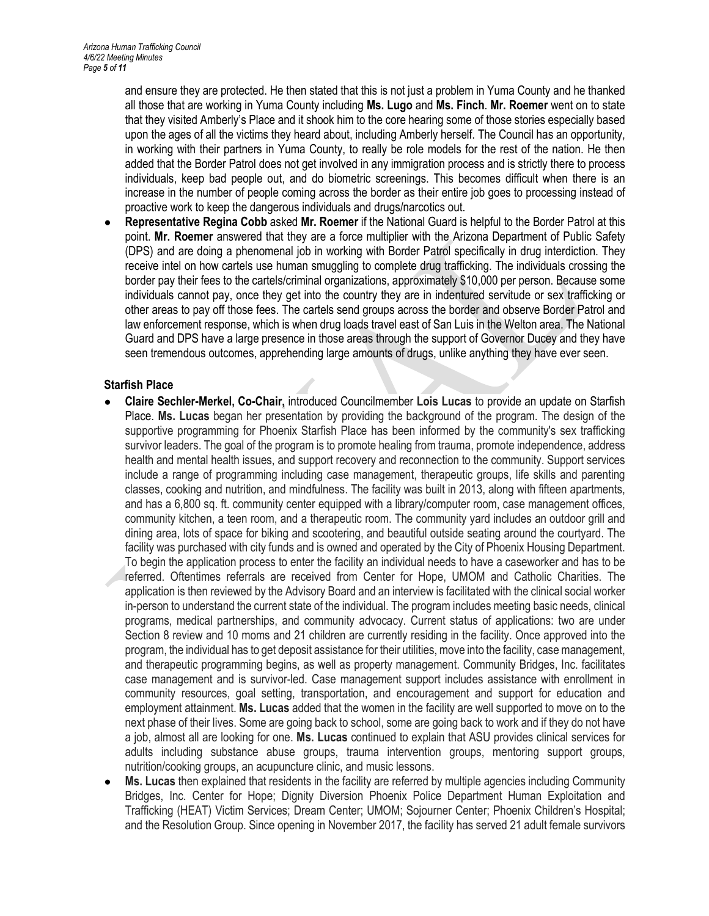and ensure they are protected. He then stated that this is not just a problem in Yuma County and he thanked all those that are working in Yuma County including **Ms. Lugo** and **Ms. Finch**. **Mr. Roemer** went on to state that they visited Amberly's Place and it shook him to the core hearing some of those stories especially based upon the ages of all the victims they heard about, including Amberly herself. The Council has an opportunity, in working with their partners in Yuma County, to really be role models for the rest of the nation. He then added that the Border Patrol does not get involved in any immigration process and is strictly there to process individuals, keep bad people out, and do biometric screenings. This becomes difficult when there is an increase in the number of people coming across the border as their entire job goes to processing instead of proactive work to keep the dangerous individuals and drugs/narcotics out.

- **Representative Regina Cobb** asked **Mr. Roemer** if the National Guard is helpful to the Border Patrol at this point. **Mr. Roemer** answered that they are a force multiplier with the Arizona Department of Public Safety (DPS) and are doing a phenomenal job in working with Border Patrol specifically in drug interdiction. They receive intel on how cartels use human smuggling to complete drug trafficking. The individuals crossing the border pay their fees to the cartels/criminal organizations, approximately $10,000 per person. Because some individuals cannot pay, once they get into the country they are in indentured servitude or sex trafficking or other areas to pay off those fees. The cartels send groups across the border and observe Border Patrol and law enforcement response, which is when drug loads travel east of San Luis in the Welton area. The National Guard and DPS have a large presence in those areas through the support of Governor Ducey and they have seen tremendous outcomes, apprehending large amounts of drugs, unlike anything they have ever seen.

**Starfish Place**

- **Claire Sechler-Merkel, Co-Chair,** introduced Councilmember **Lois Lucas** to provide an update on Starfish Place. **Ms. Lucas** began her presentation by providing the background of the program. The design of the supportive programming for Phoenix Starfish Place has been informed by the community's sex trafficking survivor leaders. The goal of the program is to promote healing from trauma, promote independence, address health and mental health issues, and support recovery and reconnection to the community. Support services include a range of programming including case management, therapeutic groups, life skills and parenting classes, cooking and nutrition, and mindfulness. The facility was built in 2013, along with fifteen apartments, and has a 6,800 sq. ft. community center equipped with a library/computer room, case management offices, community kitchen, a teen room, and a therapeutic room. The community yard includes an outdoor grill and dining area, lots of space for biking and scootering, and beautiful outside seating around the courtyard. The facility was purchased with city funds and is owned and operated by the City of Phoenix Housing Department. To begin the application process to enter the facility an individual needs to have a caseworker and has to be referred. Oftentimes referrals are received from Center for Hope, UMOM and Catholic Charities. The application is then reviewed by the Advisory Board and an interview is facilitated with the clinical social worker in-person to understand the current state of the individual. The program includes meeting basic needs, clinical programs, medical partnerships, and community advocacy. Current status of applications: two are under Section 8 review and 10 moms and 21 children are currently residing in the facility. Once approved into the program, the individual has to get deposit assistance for their utilities, move into the facility, case management, and therapeutic programming begins, as well as property management. Community Bridges, Inc. facilitates case management and is survivor-led. Case management support includes assistance with enrollment in community resources, goal setting, transportation, and encouragement and support for education and employment attainment. **Ms. Lucas** added that the women in the facility are well supported to move on to the next phase of their lives. Some are going back to school, some are going back to work and if they do not have a job, almost all are looking for one. **Ms. Lucas** continued to explain that ASU provides clinical services for adults including substance abuse groups, trauma intervention groups, mentoring support groups, nutrition/cooking groups, an acupuncture clinic, and music lessons.
- **Ms. Lucas** then explained that residents in the facility are referred by multiple agencies including Community Bridges, Inc. Center for Hope; Dignity Diversion Phoenix Police Department Human Exploitation and Trafficking (HEAT) Victim Services; Dream Center; UMOM; Sojourner Center; Phoenix Children's Hospital; and the Resolution Group. Since opening in November 2017, the facility has served 21 adult female survivors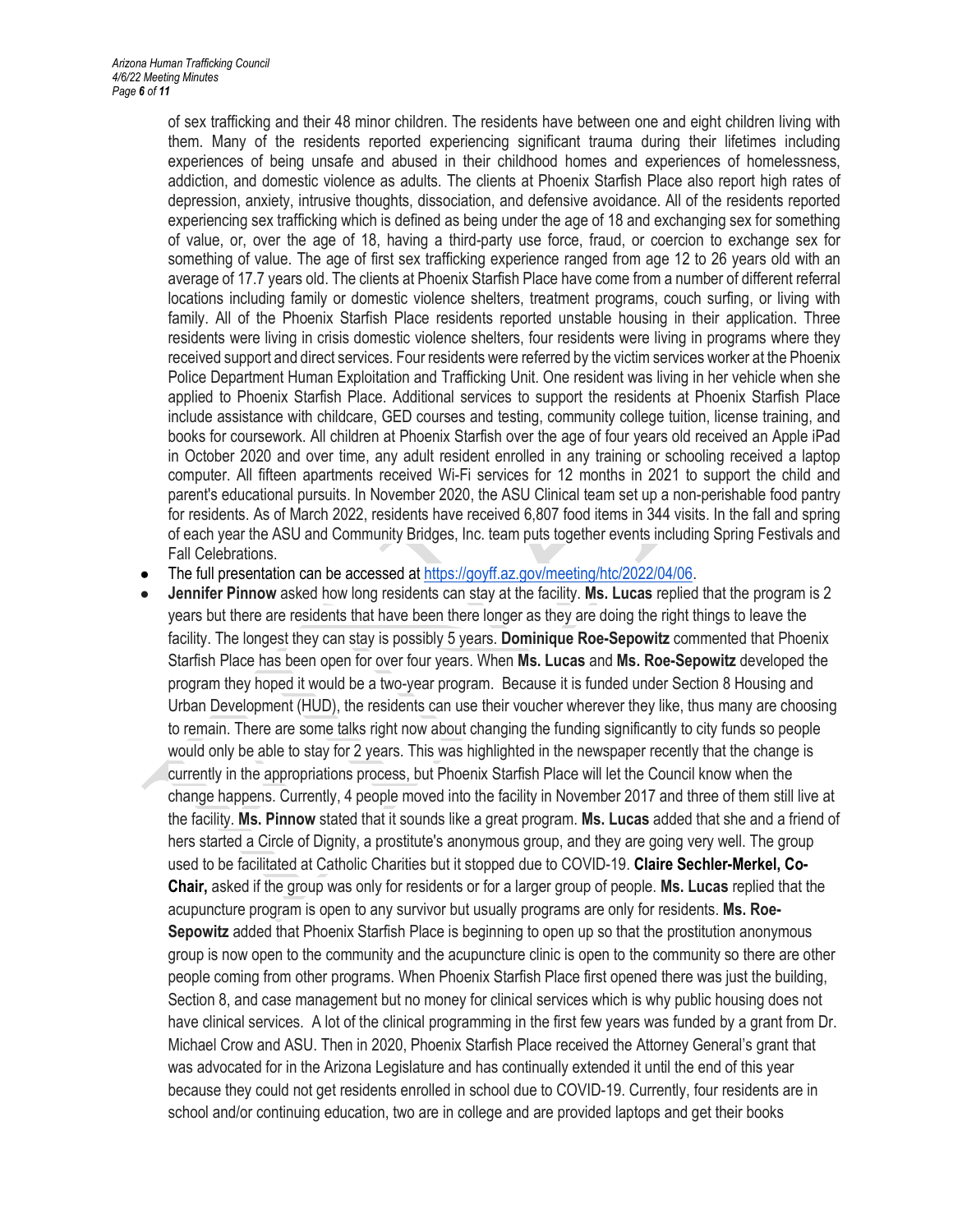of sex trafficking and their 48 minor children. The residents have between one and eight children living with them. Many of the residents reported experiencing significant trauma during their lifetimes including experiences of being unsafe and abused in their childhood homes and experiences of homelessness, addiction, and domestic violence as adults. The clients at Phoenix Starfish Place also report high rates of depression, anxiety, intrusive thoughts, dissociation, and defensive avoidance. All of the residents reported experiencing sex trafficking which is defined as being under the age of 18 and exchanging sex for something of value, or, over the age of 18, having a third-party use force, fraud, or coercion to exchange sex for something of value. The age of first sex trafficking experience ranged from age 12 to 26 years old with an average of 17.7 years old. The clients at Phoenix Starfish Place have come from a number of different referral locations including family or domestic violence shelters, treatment programs, couch surfing, or living with family. All of the Phoenix Starfish Place residents reported unstable housing in their application. Three residents were living in crisis domestic violence shelters, four residents were living in programs where they received support and direct services. Four residents were referred by the victim services worker at the Phoenix Police Department Human Exploitation and Trafficking Unit. One resident was living in her vehicle when she applied to Phoenix Starfish Place. Additional services to support the residents at Phoenix Starfish Place include assistance with childcare, GED courses and testing, community college tuition, license training, and books for coursework. All children at Phoenix Starfish over the age of four years old received an Apple iPad in October 2020 and over time, any adult resident enrolled in any training or schooling received a laptop computer. All fifteen apartments received Wi-Fi services for 12 months in 2021 to support the child and parent's educational pursuits. In November 2020, the ASU Clinical team set up a non-perishable food pantry for residents. As of March 2022, residents have received 6,807 food items in 344 visits. In the fall and spring of each year the ASU and Community Bridges, Inc. team puts together events including Spring Festivals and Fall Celebrations.

- The full presentation can be accessed at https://goyff.az.gov/meeting/htc/2022/04/06.
- **Jennifer Pinnow** asked how long residents can stay at the facility. **Ms. Lucas** replied that the program is 2 years but there are residents that have been there longer as they are doing the right things to leave the facility. The longest they can stay is possibly 5 years. **Dominique Roe-Sepowitz** commented that Phoenix Starfish Place has been open for over four years. When **Ms. Lucas** and **Ms. Roe-Sepowitz** developed the program they hoped it would be a two-year program. Because it is funded under Section 8 Housing and Urban Development (HUD), the residents can use their voucher wherever they like, thus many are choosing to remain. There are some talks right now about changing the funding significantly to city funds so people would only be able to stay for 2 years. This was highlighted in the newspaper recently that the change is currently in the appropriations process, but Phoenix Starfish Place will let the Council know when the change happens. Currently, 4 people moved into the facility in November 2017 and three of them still live at the facility. **Ms. Pinnow** stated that it sounds like a great program. **Ms. Lucas** added that she and a friend of hers started a Circle of Dignity, a prostitute's anonymous group, and they are going very well. The group used to be facilitated at Catholic Charities but it stopped due to COVID-19. **Claire Sechler-Merkel, Co-Chair,** asked if the group was only for residents or for a larger group of people. **Ms. Lucas** replied that the acupuncture program is open to any survivor but usually programs are only for residents. **Ms. Roe-Sepowitz** added that Phoenix Starfish Place is beginning to open up so that the prostitution anonymous group is now open to the community and the acupuncture clinic is open to the community so there are other people coming from other programs. When Phoenix Starfish Place first opened there was just the building, Section 8, and case management but no money for clinical services which is why public housing does not have clinical services. A lot of the clinical programming in the first few years was funded by a grant from Dr. Michael Crow and ASU. Then in 2020, Phoenix Starfish Place received the Attorney General's grant that was advocated for in the Arizona Legislature and has continually extended it until the end of this year because they could not get residents enrolled in school due to COVID-19. Currently, four residents are in school and/or continuing education, two are in college and are provided laptops and get their books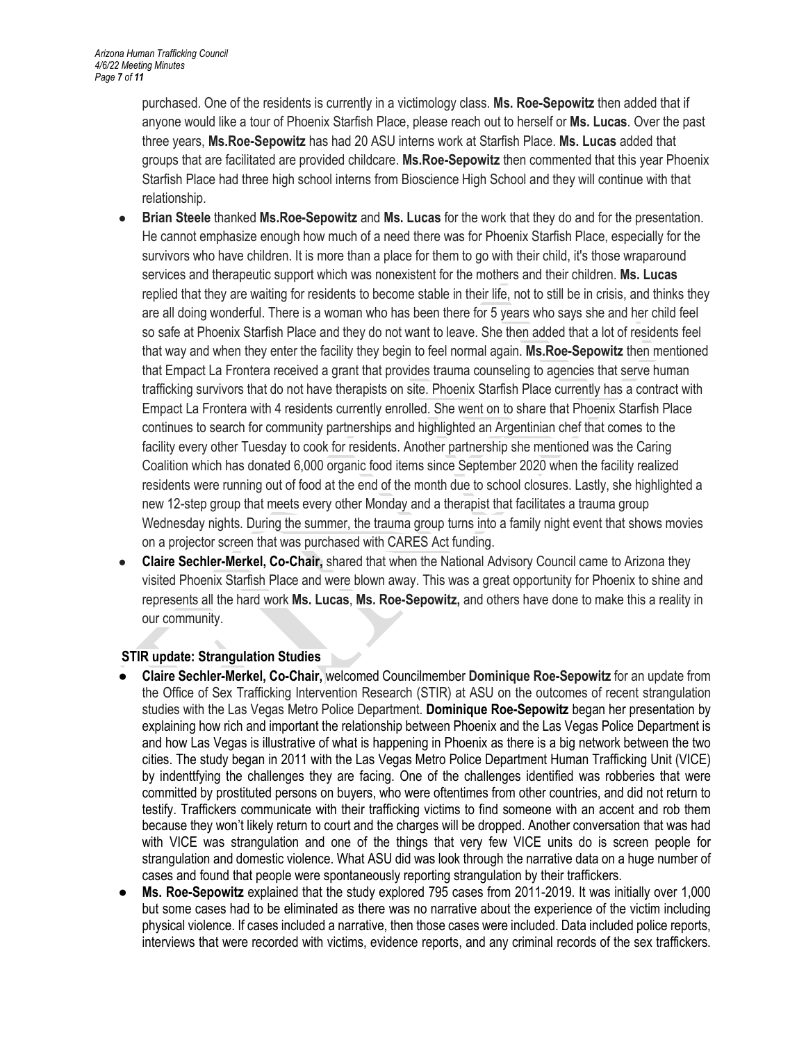purchased. One of the residents is currently in a victimology class. **Ms. Roe-Sepowitz** then added that if anyone would like a tour of Phoenix Starfish Place, please reach out to herself or **Ms. Lucas**. Over the past three years, **Ms.Roe-Sepowitz** has had 20 ASU interns work at Starfish Place. **Ms. Lucas** added that groups that are facilitated are provided childcare. **Ms.Roe-Sepowitz** then commented that this year Phoenix Starfish Place had three high school interns from Bioscience High School and they will continue with that relationship.

- **Brian Steele** thanked **Ms.Roe-Sepowitz** and **Ms. Lucas** for the work that they do and for the presentation. He cannot emphasize enough how much of a need there was for Phoenix Starfish Place, especially for the survivors who have children. It is more than a place for them to go with their child, it's those wraparound services and therapeutic support which was nonexistent for the mothers and their children. **Ms. Lucas** replied that they are waiting for residents to become stable in their life, not to still be in crisis, and thinks they are all doing wonderful. There is a woman who has been there for 5 years who says she and her child feel so safe at Phoenix Starfish Place and they do not want to leave. She then added that a lot of residents feel that way and when they enter the facility they begin to feel normal again. **Ms.Roe-Sepowitz** then mentioned that Empact La Frontera received a grant that provides trauma counseling to agencies that serve human trafficking survivors that do not have therapists on site. Phoenix Starfish Place currently has a contract with Empact La Frontera with 4 residents currently enrolled. She went on to share that Phoenix Starfish Place continues to search for community partnerships and highlighted an Argentinian chef that comes to the facility every other Tuesday to cook for residents. Another partnership she mentioned was the Caring Coalition which has donated 6,000 organic food items since September 2020 when the facility realized residents were running out of food at the end of the month due to school closures. Lastly, she highlighted a new 12-step group that meets every other Monday and a therapist that facilitates a trauma group Wednesday nights. During the summer, the trauma group turns into a family night event that shows movies on a projector screen that was purchased with CARES Act funding.
- **Claire Sechler-Merkel, Co-Chair,** shared that when the National Advisory Council came to Arizona they visited Phoenix Starfish Place and were blown away. This was a great opportunity for Phoenix to shine and represents all the hard work **Ms. Lucas**, **Ms. Roe-Sepowitz,** and others have done to make this a reality in our community.

**STIR update: Strangulation Studies**

- **Claire Sechler-Merkel, Co-Chair,** welcomed Councilmember **Dominique Roe-Sepowitz** for an update from the Office of Sex Trafficking Intervention Research (STIR) at ASU on the outcomes of recent strangulation studies with the Las Vegas Metro Police Department. **Dominique Roe-Sepowitz** began her presentation by explaining how rich and important the relationship between Phoenix and the Las Vegas Police Department is and how Las Vegas is illustrative of what is happening in Phoenix as there is a big network between the two cities. The study began in 2011 with the Las Vegas Metro Police Department Human Trafficking Unit (VICE) by indenttfying the challenges they are facing. One of the challenges identified was robberies that were committed by prostituted persons on buyers, who were oftentimes from other countries, and did not return to testify. Traffickers communicate with their trafficking victims to find someone with an accent and rob them because they won't likely return to court and the charges will be dropped. Another conversation that was had with VICE was strangulation and one of the things that very few VICE units do is screen people for strangulation and domestic violence. What ASU did was look through the narrative data on a huge number of cases and found that people were spontaneously reporting strangulation by their traffickers.
- **Ms. Roe-Sepowitz** explained that the study explored 795 cases from 2011-2019. It was initially over 1,000 but some cases had to be eliminated as there was no narrative about the experience of the victim including physical violence. If cases included a narrative, then those cases were included. Data included police reports, interviews that were recorded with victims, evidence reports, and any criminal records of the sex traffickers.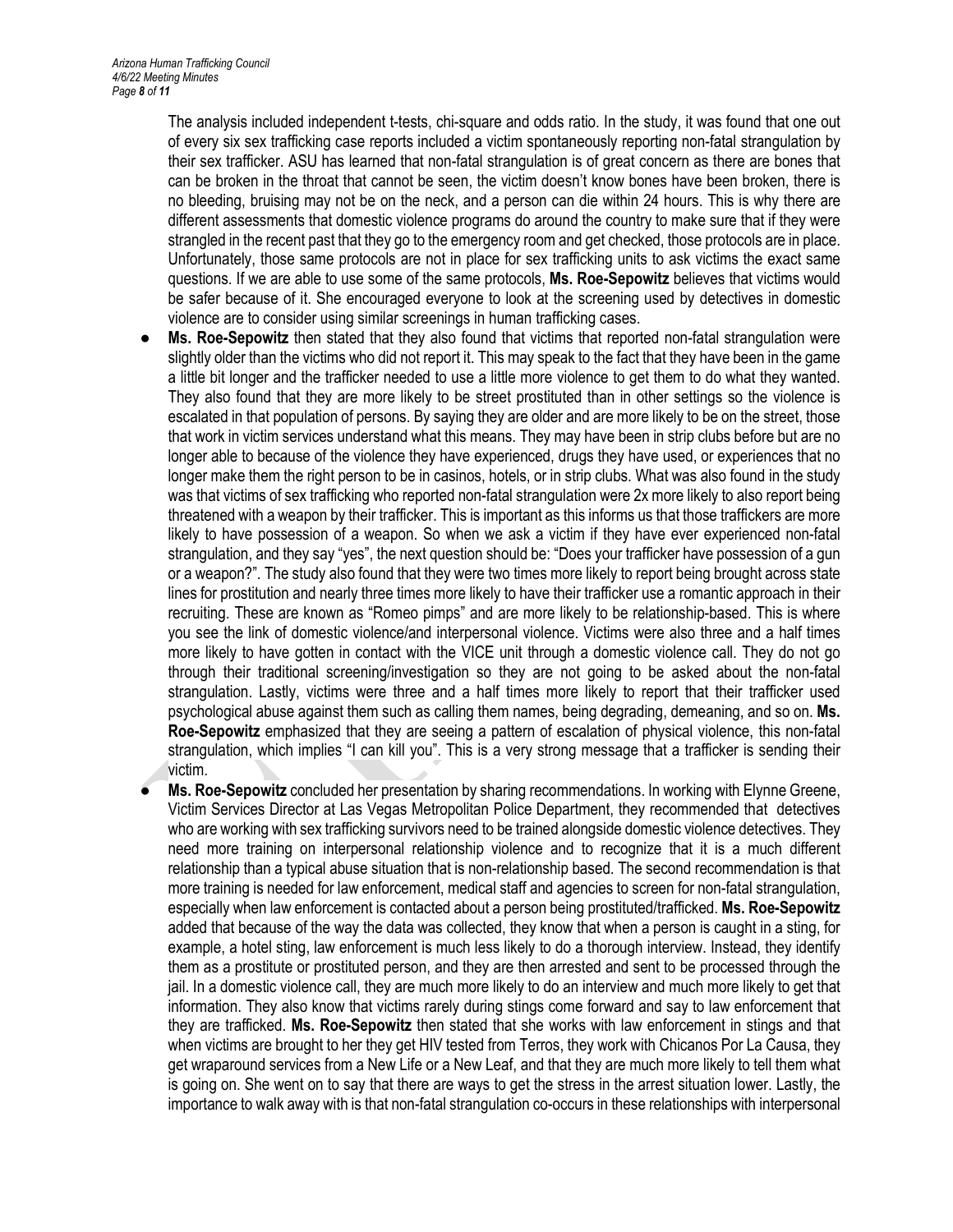The analysis included independent t-tests, chi-square and odds ratio. In the study, it was found that one out of every six sex trafficking case reports included a victim spontaneously reporting non-fatal strangulation by their sex trafficker. ASU has learned that non-fatal strangulation is of great concern as there are bones that can be broken in the throat that cannot be seen, the victim doesn't know bones have been broken, there is no bleeding, bruising may not be on the neck, and a person can die within 24 hours. This is why there are different assessments that domestic violence programs do around the country to make sure that if they were strangled in the recent past that they go to the emergency room and get checked, those protocols are in place. Unfortunately, those same protocols are not in place for sex trafficking units to ask victims the exact same questions. If we are able to use some of the same protocols, **Ms. Roe-Sepowitz** believes that victims would be safer because of it. She encouraged everyone to look at the screening used by detectives in domestic violence are to consider using similar screenings in human trafficking cases.

- **Ms. Roe-Sepowitz** then stated that they also found that victims that reported non-fatal strangulation were slightly older than the victims who did not report it. This may speak to the fact that they have been in the game a little bit longer and the trafficker needed to use a little more violence to get them to do what they wanted. They also found that they are more likely to be street prostituted than in other settings so the violence is escalated in that population of persons. By saying they are older and are more likely to be on the street, those that work in victim services understand what this means. They may have been in strip clubs before but are no longer able to because of the violence they have experienced, drugs they have used, or experiences that no longer make them the right person to be in casinos, hotels, or in strip clubs. What was also found in the study was that victims of sex trafficking who reported non-fatal strangulation were 2x more likely to also report being threatened with a weapon by their trafficker. This is important as this informs us that those traffickers are more likely to have possession of a weapon. So when we ask a victim if they have ever experienced non-fatal strangulation, and they say "yes", the next question should be: "Does your trafficker have possession of a gun or a weapon?". The study also found that they were two times more likely to report being brought across state lines for prostitution and nearly three times more likely to have their trafficker use a romantic approach in their recruiting. These are known as "Romeo pimps" and are more likely to be relationship-based. This is where you see the link of domestic violence/and interpersonal violence. Victims were also three and a half times more likely to have gotten in contact with the VICE unit through a domestic violence call. They do not go through their traditional screening/investigation so they are not going to be asked about the non-fatal strangulation. Lastly, victims were three and a half times more likely to report that their trafficker used psychological abuse against them such as calling them names, being degrading, demeaning, and so on. **Ms. Roe-Sepowitz** emphasized that they are seeing a pattern of escalation of physical violence, this non-fatal strangulation, which implies "I can kill you". This is a very strong message that a trafficker is sending their victim.
- **Ms. Roe-Sepowitz** concluded her presentation by sharing recommendations. In working with Elynne Greene, Victim Services Director at Las Vegas Metropolitan Police Department, they recommended that detectives who are working with sex trafficking survivors need to be trained alongside domestic violence detectives. They need more training on interpersonal relationship violence and to recognize that it is a much different relationship than a typical abuse situation that is non-relationship based. The second recommendation is that more training is needed for law enforcement, medical staff and agencies to screen for non-fatal strangulation, especially when law enforcement is contacted about a person being prostituted/trafficked. **Ms. Roe-Sepowitz** added that because of the way the data was collected, they know that when a person is caught in a sting, for example, a hotel sting, law enforcement is much less likely to do a thorough interview. Instead, they identify them as a prostitute or prostituted person, and they are then arrested and sent to be processed through the jail. In a domestic violence call, they are much more likely to do an interview and much more likely to get that information. They also know that victims rarely during stings come forward and say to law enforcement that they are trafficked. **Ms. Roe-Sepowitz** then stated that she works with law enforcement in stings and that when victims are brought to her they get HIV tested from Terros, they work with Chicanos Por La Causa, they get wraparound services from a New Life or a New Leaf, and that they are much more likely to tell them what is going on. She went on to say that there are ways to get the stress in the arrest situation lower. Lastly, the importance to walk away with is that non-fatal strangulation co-occurs in these relationships with interpersonal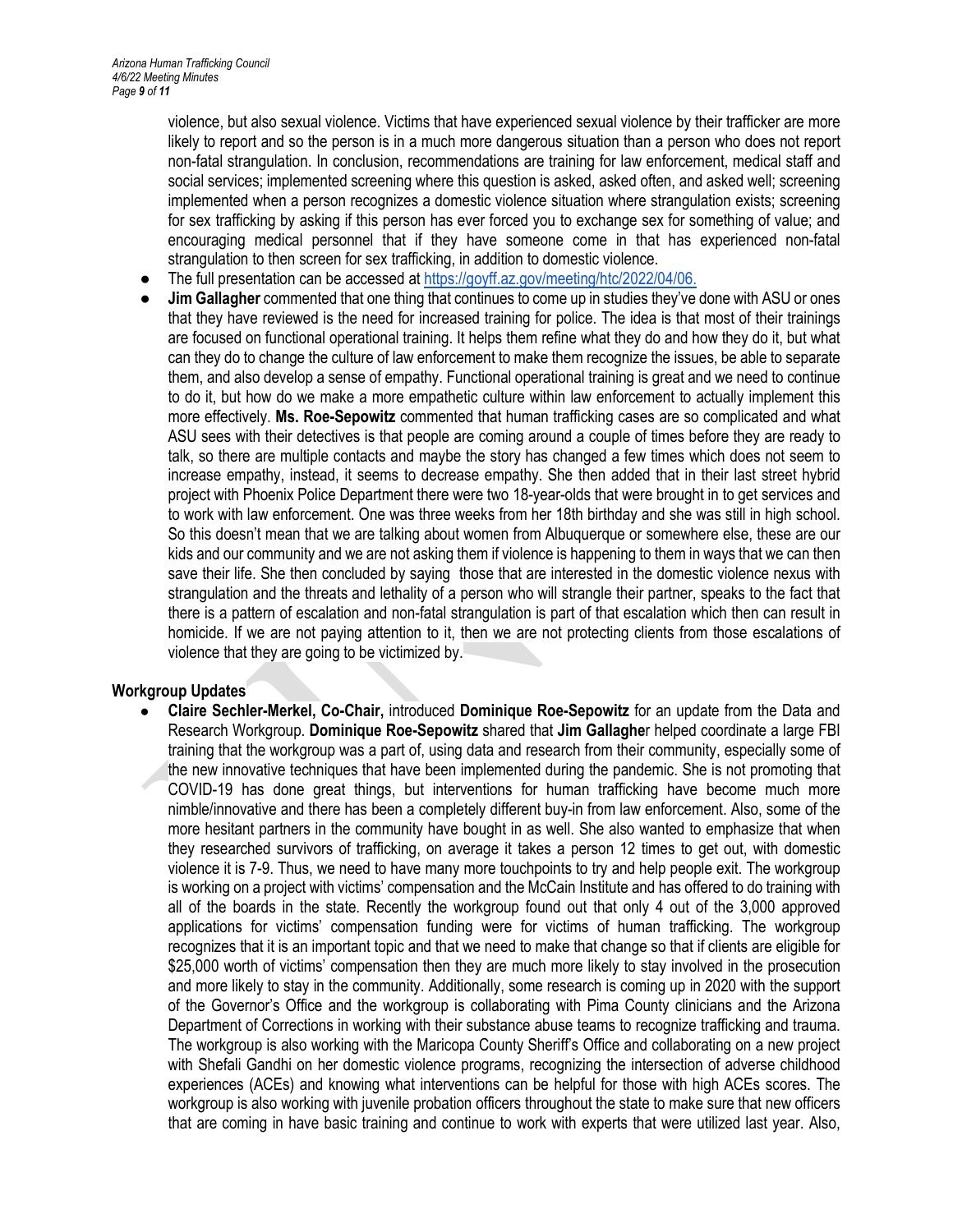violence, but also sexual violence. Victims that have experienced sexual violence by their trafficker are more likely to report and so the person is in a much more dangerous situation than a person who does not report non-fatal strangulation. In conclusion, recommendations are training for law enforcement, medical staff and social services; implemented screening where this question is asked, asked often, and asked well; screening implemented when a person recognizes a domestic violence situation where strangulation exists; screening for sex trafficking by asking if this person has ever forced you to exchange sex for something of value; and encouraging medical personnel that if they have someone come in that has experienced non-fatal strangulation to then screen for sex trafficking, in addition to domestic violence.

- The full presentation can be accessed at https://goyff.az.gov/meeting/htc/2022/04/06.
- **Jim Gallagher** commented that one thing that continues to come up in studies they've done with ASU or ones that they have reviewed is the need for increased training for police. The idea is that most of their trainings are focused on functional operational training. It helps them refine what they do and how they do it, but what can they do to change the culture of law enforcement to make them recognize the issues, be able to separate them, and also develop a sense of empathy. Functional operational training is great and we need to continue to do it, but how do we make a more empathetic culture within law enforcement to actually implement this more effectively. **Ms. Roe-Sepowitz** commented that human trafficking cases are so complicated and what ASU sees with their detectives is that people are coming around a couple of times before they are ready to talk, so there are multiple contacts and maybe the story has changed a few times which does not seem to increase empathy, instead, it seems to decrease empathy. She then added that in their last street hybrid project with Phoenix Police Department there were two 18-year-olds that were brought in to get services and to work with law enforcement. One was three weeks from her 18th birthday and she was still in high school. So this doesn't mean that we are talking about women from Albuquerque or somewhere else, these are our kids and our community and we are not asking them if violence is happening to them in ways that we can then save their life. She then concluded by saying those that are interested in the domestic violence nexus with strangulation and the threats and lethality of a person who will strangle their partner, speaks to the fact that there is a pattern of escalation and non-fatal strangulation is part of that escalation which then can result in homicide. If we are not paying attention to it, then we are not protecting clients from those escalations of violence that they are going to be victimized by.

## Workgroup Updates

- **Claire Sechler-Merkel, Co-Chair,** introduced **Dominique Roe-Sepowitz** for an update from the Data and Research Workgroup. **Dominique Roe-Sepowitz** shared that **Jim Gallagher** helped coordinate a large FBI training that the workgroup was a part of, using data and research from their community, especially some of the new innovative techniques that have been implemented during the pandemic. She is not promoting that COVID-19 has done great things, but interventions for human trafficking have become much more nimble/innovative and there has been a completely different buy-in from law enforcement. Also, some of the more hesitant partners in the community have bought in as well. She also wanted to emphasize that when they researched survivors of trafficking, on average it takes a person 12 times to get out, with domestic violence it is 7-9. Thus, we need to have many more touchpoints to try and help people exit. The workgroup is working on a project with victims' compensation and the McCain Institute and has offered to do training with all of the boards in the state. Recently the workgroup found out that only 4 out of the 3,000 approved applications for victims' compensation funding were for victims of human trafficking. The workgroup recognizes that it is an important topic and that we need to make that change so that if clients are eligible for $25,000 worth of victims' compensation then they are much more likely to stay involved in the prosecution and more likely to stay in the community. Additionally, some research is coming up in 2020 with the support of the Governor's Office and the workgroup is collaborating with Pima County clinicians and the Arizona Department of Corrections in working with their substance abuse teams to recognize trafficking and trauma. The workgroup is also working with the Maricopa County Sheriff's Office and collaborating on a new project with Shefali Gandhi on her domestic violence programs, recognizing the intersection of adverse childhood experiences (ACEs) and knowing what interventions can be helpful for those with high ACEs scores. The workgroup is also working with juvenile probation officers throughout the state to make sure that new officers that are coming in have basic training and continue to work with experts that were utilized last year. Also,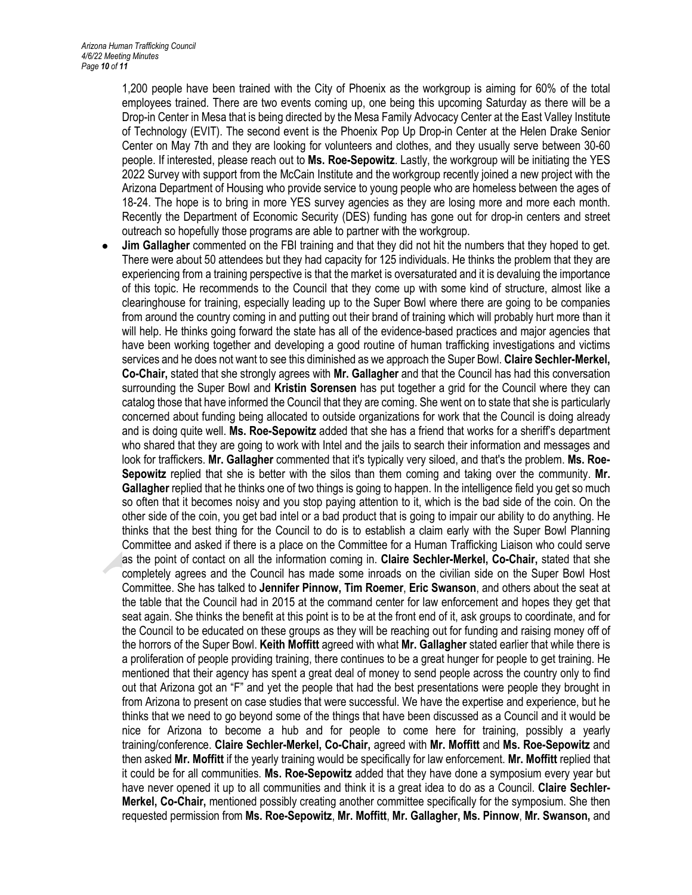1,200 people have been trained with the City of Phoenix as the workgroup is aiming for 60% of the total employees trained. There are two events coming up, one being this upcoming Saturday as there will be a Drop-in Center in Mesa that is being directed by the Mesa Family Advocacy Center at the East Valley Institute of Technology (EVIT). The second event is the Phoenix Pop Up Drop-in Center at the Helen Drake Senior Center on May 7th and they are looking for volunteers and clothes, and they usually serve between 30-60 people. If interested, please reach out to **Ms. Roe-Sepowitz**. Lastly, the workgroup will be initiating the YES 2022 Survey with support from the McCain Institute and the workgroup recently joined a new project with the Arizona Department of Housing who provide service to young people who are homeless between the ages of 18-24. The hope is to bring in more YES survey agencies as they are losing more and more each month. Recently the Department of Economic Security (DES) funding has gone out for drop-in centers and street outreach so hopefully those programs are able to partner with the workgroup.

- **Jim Gallagher** commented on the FBI training and that they did not hit the numbers that they hoped to get. There were about 50 attendees but they had capacity for 125 individuals. He thinks the problem that they are experiencing from a training perspective is that the market is oversaturated and it is devaluing the importance of this topic. He recommends to the Council that they come up with some kind of structure, almost like a clearinghouse for training, especially leading up to the Super Bowl where there are going to be companies from around the country coming in and putting out their brand of training which will probably hurt more than it will help. He thinks going forward the state has all of the evidence-based practices and major agencies that have been working together and developing a good routine of human trafficking investigations and victims services and he does not want to see this diminished as we approach the Super Bowl. **Claire Sechler-Merkel, Co-Chair,** stated that she strongly agrees with **Mr. Gallagher** and that the Council has had this conversation surrounding the Super Bowl and **Kristin Sorensen** has put together a grid for the Council where they can catalog those that have informed the Council that they are coming. She went on to state that she is particularly concerned about funding being allocated to outside organizations for work that the Council is doing already and is doing quite well. **Ms. Roe-Sepowitz** added that she has a friend that works for a sheriff's department who shared that they are going to work with Intel and the jails to search their information and messages and look for traffickers. **Mr. Gallagher** commented that it's typically very siloed, and that's the problem. **Ms. Roe-Sepowitz** replied that she is better with the silos than them coming and taking over the community. **Mr. Gallagher** replied that he thinks one of two things is going to happen. In the intelligence field you get so much so often that it becomes noisy and you stop paying attention to it, which is the bad side of the coin. On the other side of the coin, you get bad intel or a bad product that is going to impair our ability to do anything. He thinks that the best thing for the Council to do is to establish a claim early with the Super Bowl Planning Committee and asked if there is a place on the Committee for a Human Trafficking Liaison who could serve as the point of contact on all the information coming in. **Claire Sechler-Merkel, Co-Chair,** stated that she completely agrees and the Council has made some inroads on the civilian side on the Super Bowl Host Committee. She has talked to **Jennifer Pinnow, Tim Roemer**, **Eric Swanson**, and others about the seat at the table that the Council had in 2015 at the command center for law enforcement and hopes they get that seat again. She thinks the benefit at this point is to be at the front end of it, ask groups to coordinate, and for the Council to be educated on these groups as they will be reaching out for funding and raising money off of the horrors of the Super Bowl. **Keith Moffitt** agreed with what **Mr. Gallagher** stated earlier that while there is a proliferation of people providing training, there continues to be a great hunger for people to get training. He mentioned that their agency has spent a great deal of money to send people across the country only to find out that Arizona got an "F" and yet the people that had the best presentations were people they brought in from Arizona to present on case studies that were successful. We have the expertise and experience, but he thinks that we need to go beyond some of the things that have been discussed as a Council and it would be nice for Arizona to become a hub and for people to come here for training, possibly a yearly training/conference. **Claire Sechler-Merkel, Co-Chair,** agreed with **Mr. Moffitt** and **Ms. Roe-Sepowitz** and then asked **Mr. Moffitt** if the yearly training would be specifically for law enforcement. **Mr. Moffitt** replied that it could be for all communities. **Ms. Roe-Sepowitz** added that they have done a symposium every year but have never opened it up to all communities and think it is a great idea to do as a Council. **Claire Sechler-Merkel, Co-Chair,** mentioned possibly creating another committee specifically for the symposium. She then requested permission from **Ms. Roe-Sepowitz**, **Mr. Moffitt**, **Mr. Gallagher, Ms. Pinnow**, **Mr. Swanson,** and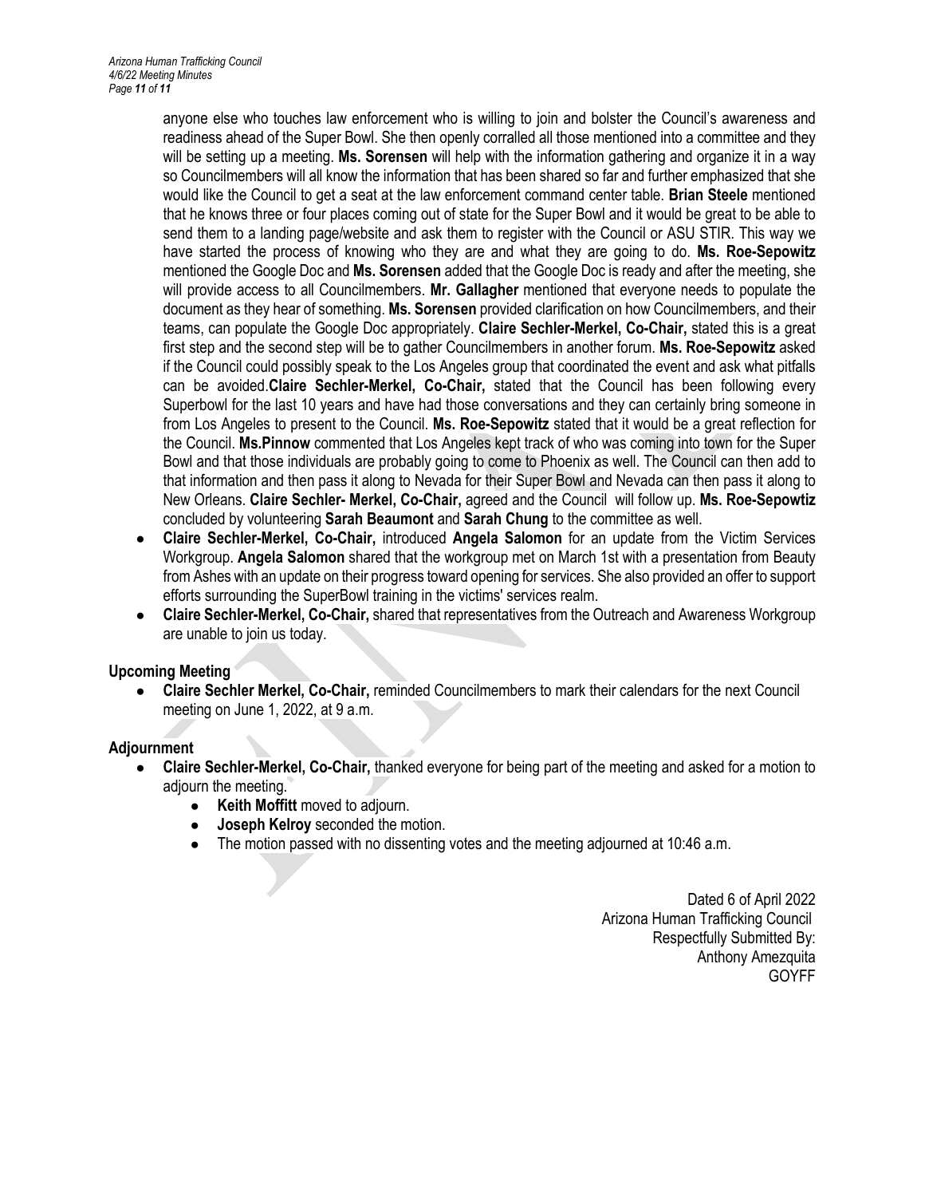anyone else who touches law enforcement who is willing to join and bolster the Council's awareness and readiness ahead of the Super Bowl. She then openly corralled all those mentioned into a committee and they will be setting up a meeting. **Ms. Sorensen** will help with the information gathering and organize it in a way so Councilmembers will all know the information that has been shared so far and further emphasized that she would like the Council to get a seat at the law enforcement command center table. **Brian Steele** mentioned that he knows three or four places coming out of state for the Super Bowl and it would be great to be able to send them to a landing page/website and ask them to register with the Council or ASU STIR. This way we have started the process of knowing who they are and what they are going to do. **Ms. Roe-Sepowitz** mentioned the Google Doc and **Ms. Sorensen** added that the Google Doc is ready and after the meeting, she will provide access to all Councilmembers. **Mr. Gallagher** mentioned that everyone needs to populate the document as they hear of something. **Ms. Sorensen** provided clarification on how Councilmembers, and their teams, can populate the Google Doc appropriately. **Claire Sechler-Merkel, Co-Chair,** stated this is a great first step and the second step will be to gather Councilmembers in another forum. **Ms. Roe-Sepowitz** asked if the Council could possibly speak to the Los Angeles group that coordinated the event and ask what pitfalls can be avoided.**Claire Sechler-Merkel, Co-Chair,** stated that the Council has been following every Superbowl for the last 10 years and have had those conversations and they can certainly bring someone in from Los Angeles to present to the Council. **Ms. Roe-Sepowitz** stated that it would be a great reflection for the Council. **Ms.Pinnow** commented that Los Angeles kept track of who was coming into town for the Super Bowl and that those individuals are probably going to come to Phoenix as well. The Council can then add to that information and then pass it along to Nevada for their Super Bowl and Nevada can then pass it along to New Orleans. **Claire Sechler- Merkel, Co-Chair,** agreed and the Council will follow up. **Ms. Roe-Sepowtiz** concluded by volunteering **Sarah Beaumont** and **Sarah Chung** to the committee as well.

- **Claire Sechler-Merkel, Co-Chair,** introduced **Angela Salomon** for an update from the Victim Services Workgroup. **Angela Salomon** shared that the workgroup met on March 1st with a presentation from Beauty from Ashes with an update on their progress toward opening for services. She also provided an offer to support efforts surrounding the SuperBowl training in the victims' services realm.
- **Claire Sechler-Merkel, Co-Chair,** shared that representatives from the Outreach and Awareness Workgroup are unable to join us today.

**Upcoming Meeting**

- **Claire Sechler Merkel, Co-Chair,** reminded Councilmembers to mark their calendars for the next Council meeting on June 1, 2022, at 9 a.m.

**Adjournment**

- **Claire Sechler-Merkel, Co-Chair,** thanked everyone for being part of the meeting and asked for a motion to adjourn the meeting.
  - **Keith Moffitt** moved to adjourn.
  - **Joseph Kelroy** seconded the motion.
  - The motion passed with no dissenting votes and the meeting adjourned at 10:46 a.m.

Dated 6 of April 2022
Arizona Human Trafficking Council
Respectfully Submitted By:
Anthony Amezquita
GOYFF